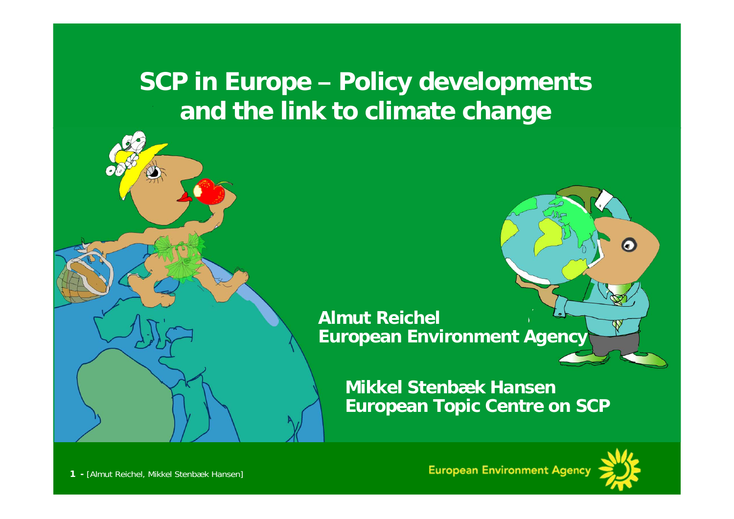# SCP in Europe – Policy developments and the link to climate change

**Almut Reichel**
**European Environment Agency**

**Mikkel Stenbæk Hansen**
**European Topic Centre on SCP**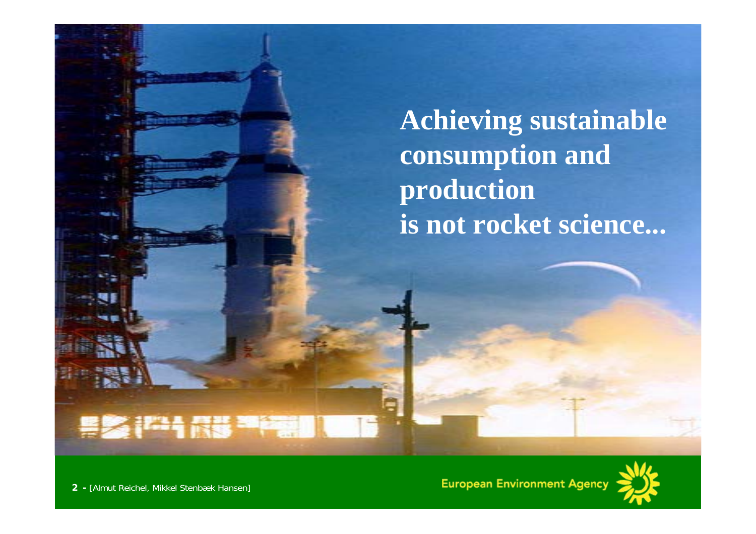# Achieving sustainable consumption and production is not rocket science...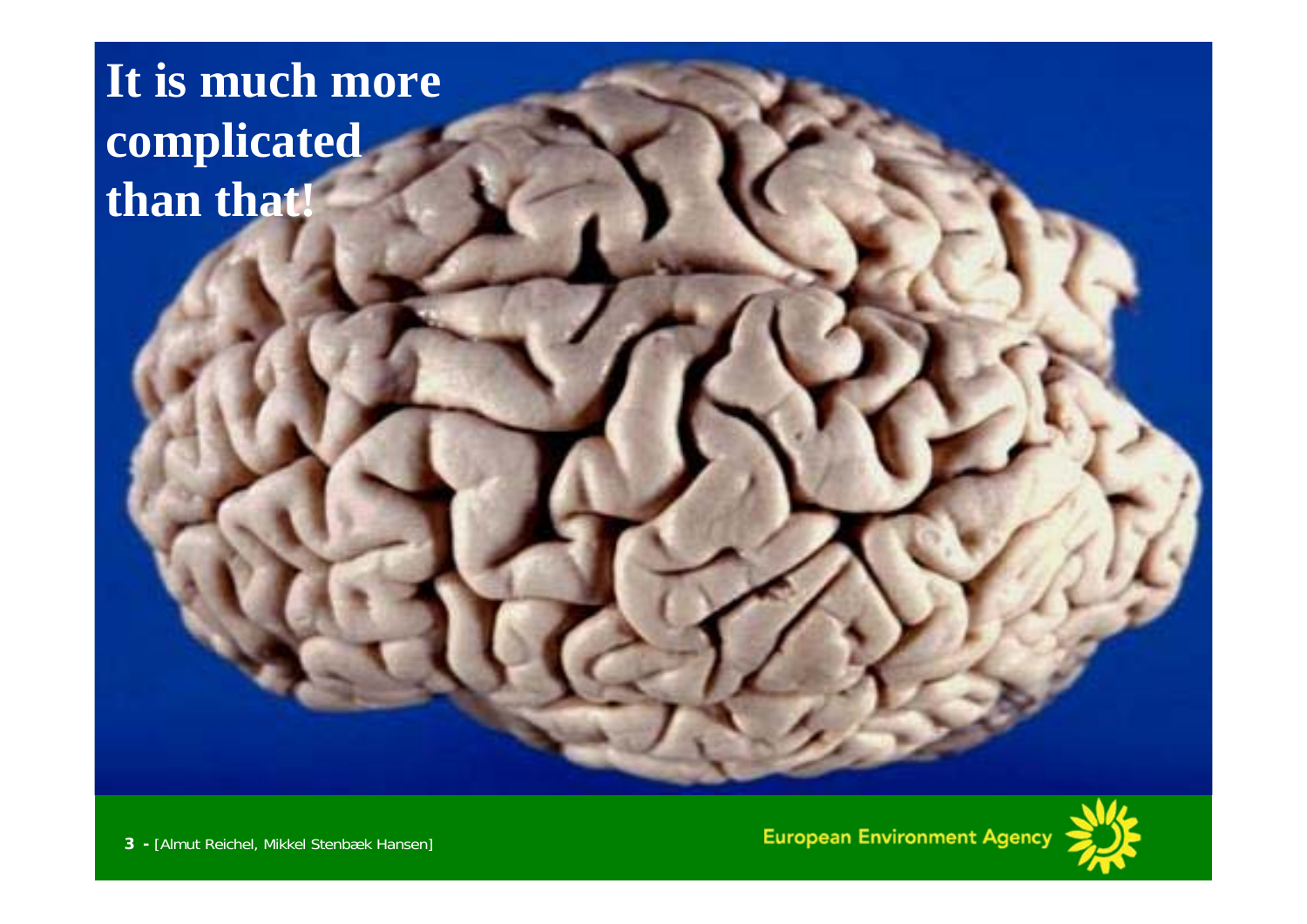# It is much more complicated than that!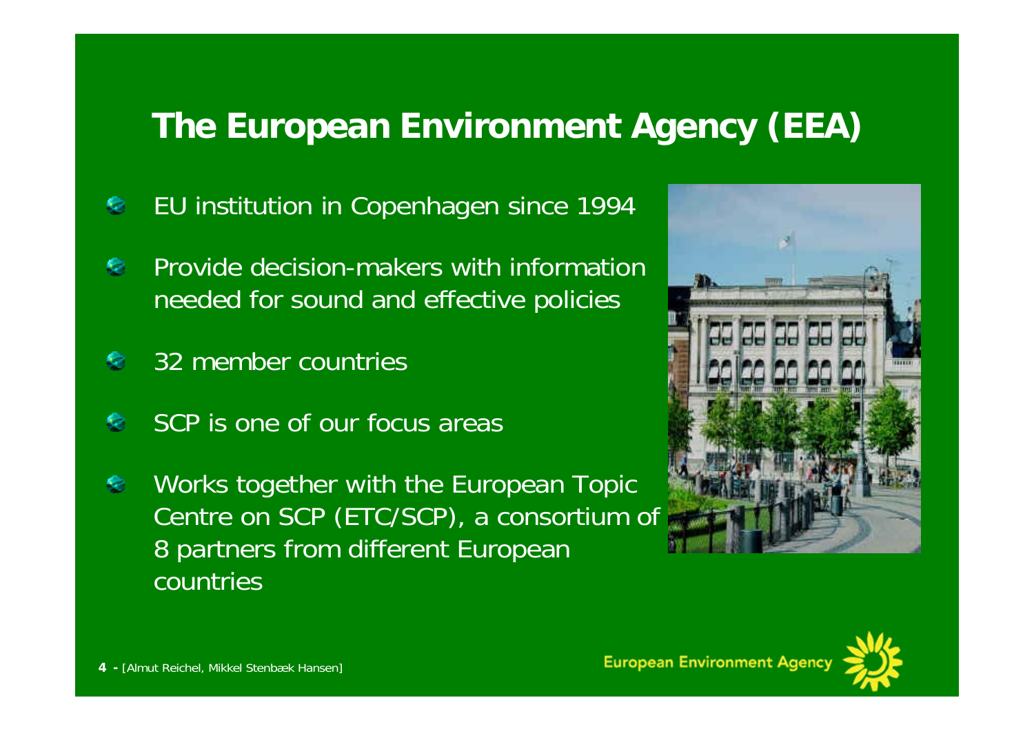# The European Environment Agency (EEA)

- EU institution in Copenhagen since 1994
- Provide decision-makers with information needed for sound and effective policies
- 32 member countries
- SCP is one of our focus areas
- Works together with the European Topic Centre on SCP (ETC/SCP), a consortium of 8 partners from different European countries

[Almut Reichel, Mikkel Stenbæk Hansen]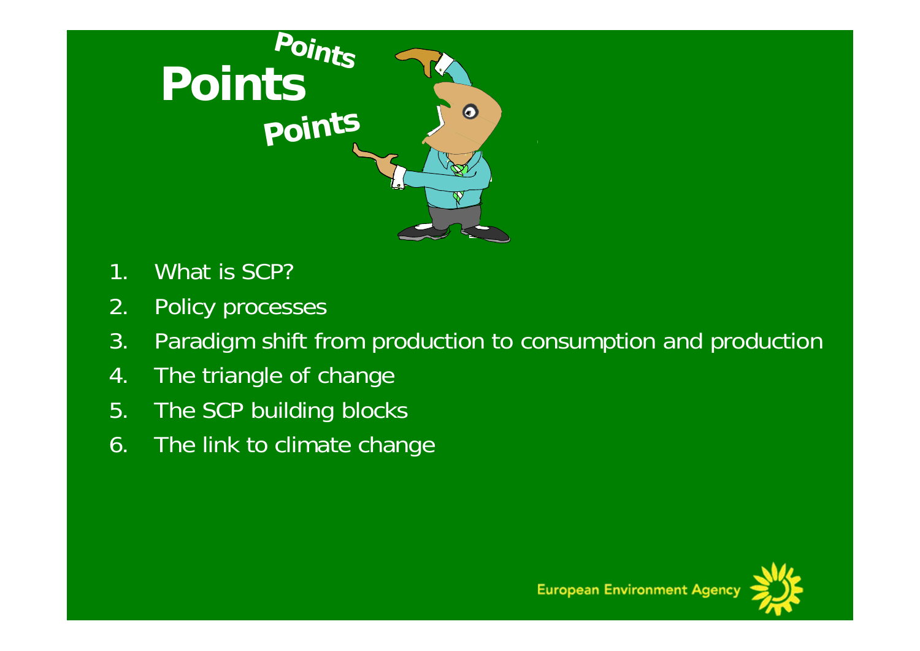# Points

1. What is SCP?
2. Policy processes
3. Paradigm shift from production to consumption and production
4. The triangle of change
5. The SCP building blocks
6. The link to climate change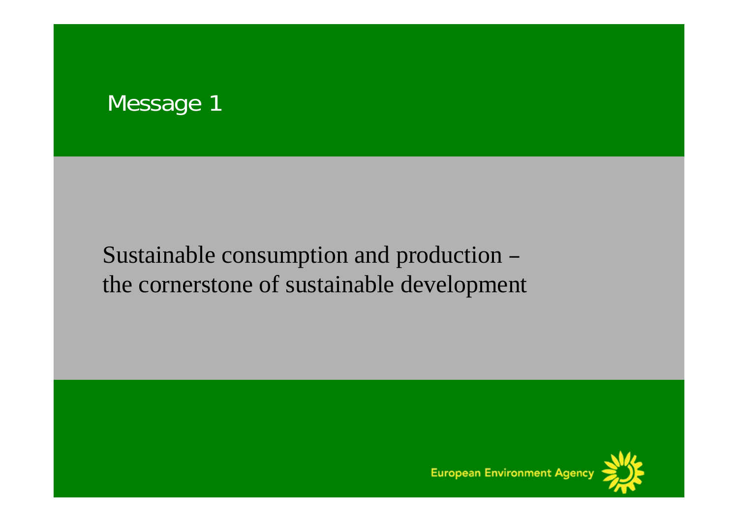## Message 1

Sustainable consumption and production – the cornerstone of sustainable development

European Environment Agency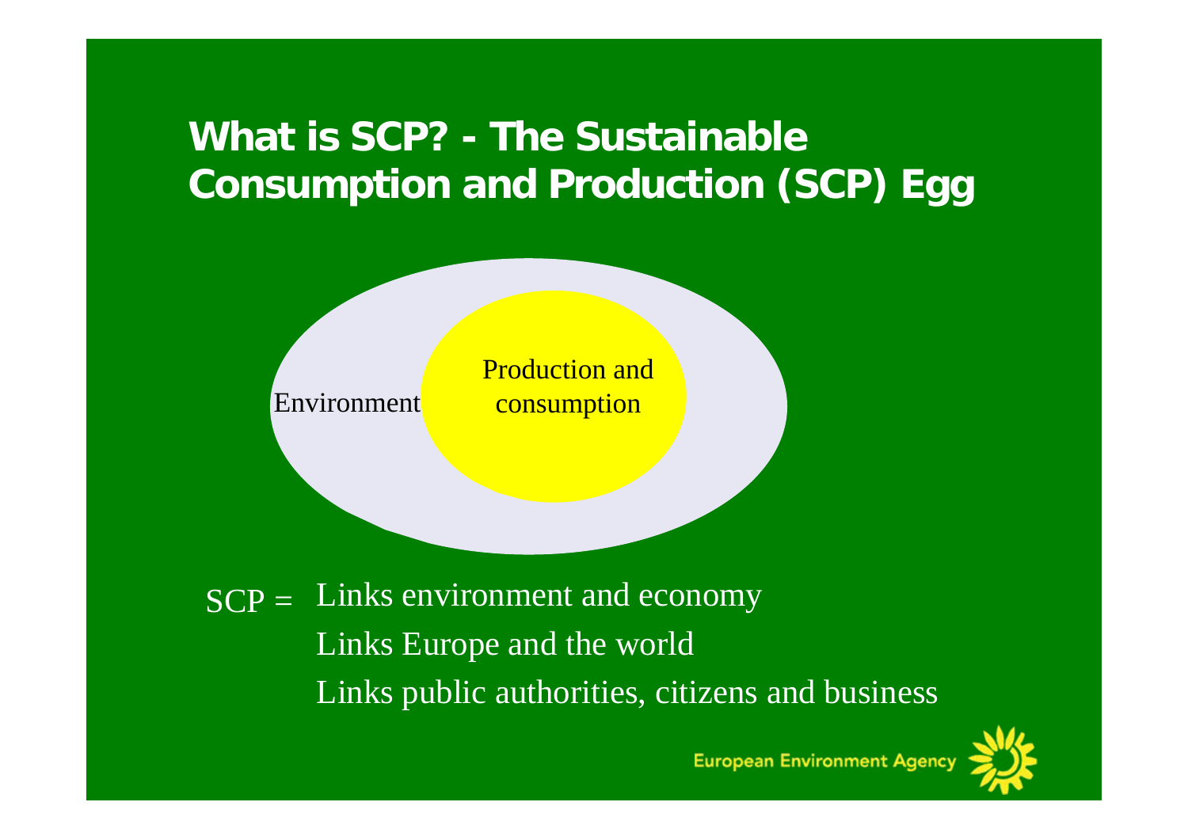# What is SCP? - The Sustainable Consumption and Production (SCP) Egg

Environment

Production and consumption

SCP = Links environment and economy

Links Europe and the world

Links public authorities, citizens and business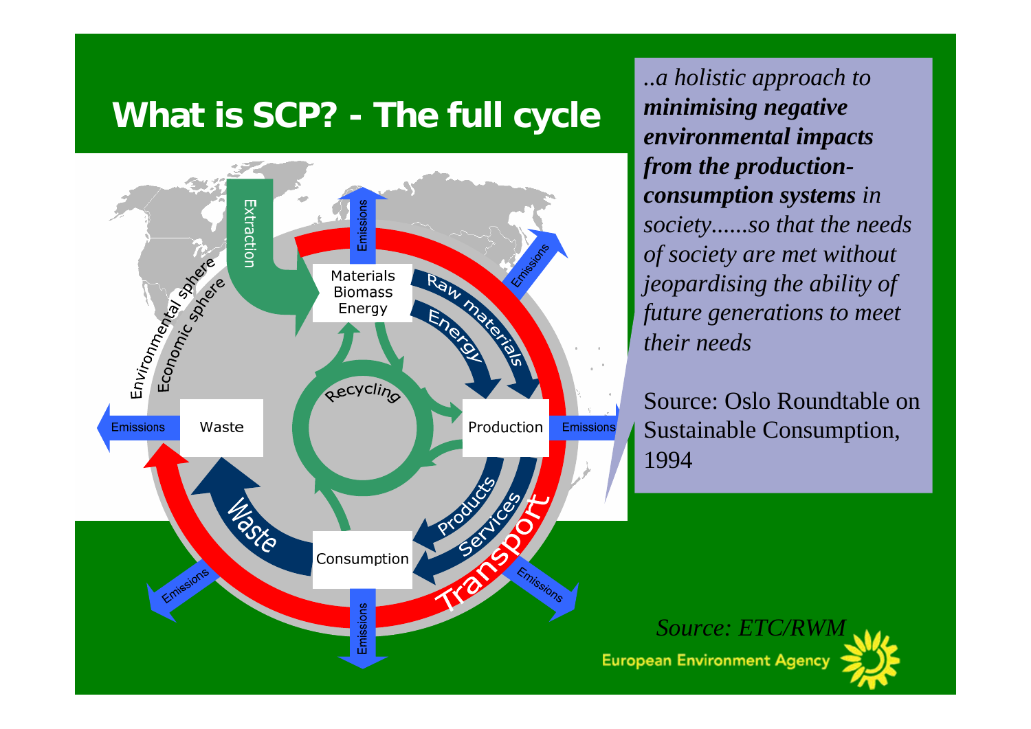# What is SCP? - The full cycle

*..a holistic approach to **minimising negative environmental impacts from the production-consumption systems** in society......so that the needs of society are met without jeopardising the ability of future generations to meet their needs*

Source: Oslo Roundtable on Sustainable Consumption, 1994

*Source: ETC/RWM*

European Environment Agency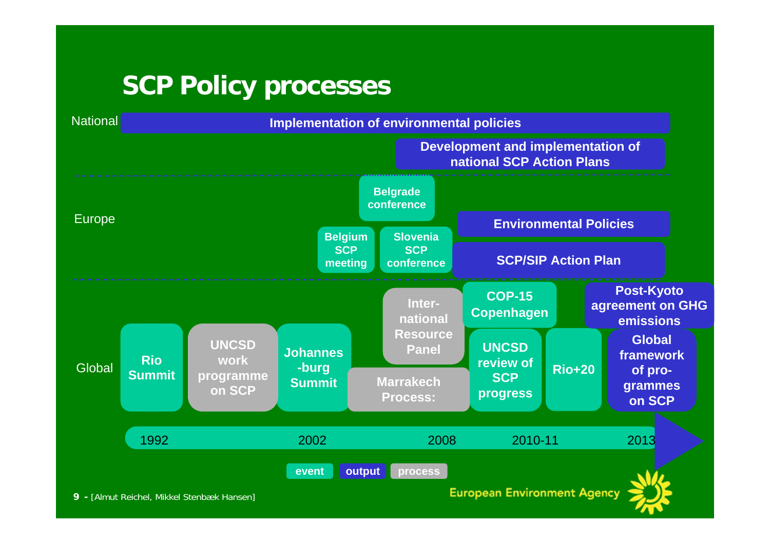# SCP Policy processes

**National**

- Implementation of environmental policies
- Development and implementation of national SCP Action Plans

**Europe**

- Belgrade conference
- Belgium SCP meeting
- Slovenia SCP conference
- Environmental Policies
- SCP/SIP Action Plan

**Global**

- Rio Summit
- UNCSD work programme on SCP
- Johannes-burg Summit
- International Resource Panel
- Marrakech Process:
- COP-15 Copenhagen
- UNCSD review of SCP progress
- Rio+20
- Post-Kyoto agreement on GHG emissions
- Global framework of pro-grammes on SCP

1992 — 2002 — 2008 — 2010-11 — 2013

event | output | process

[Almut Reichel, Mikkel Stenbæk Hansen]

European Environment Agency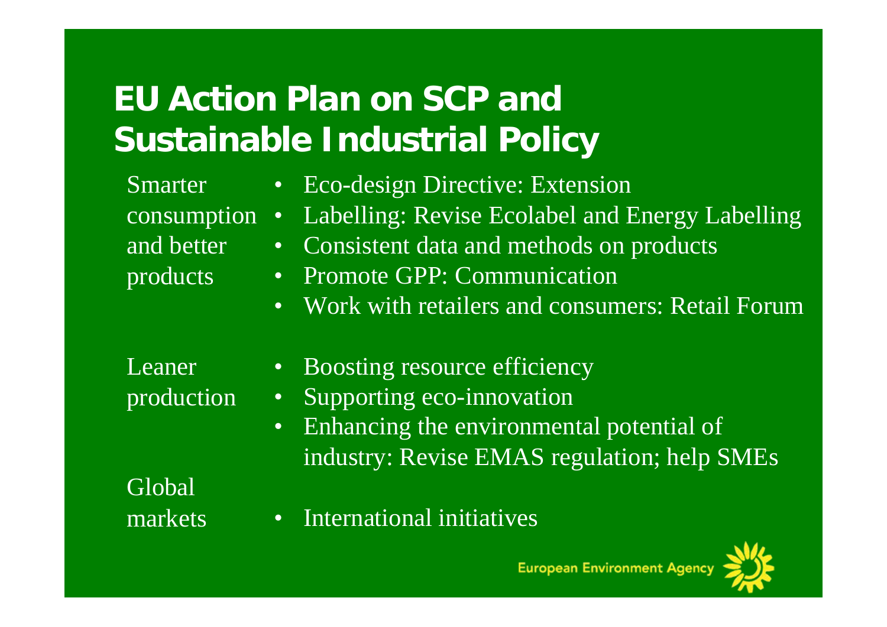# EU Action Plan on SCP and Sustainable Industrial Policy

Smarter consumption and better products

- Eco-design Directive: Extension
- Labelling: Revise Ecolabel and Energy Labelling
- Consistent data and methods on products
- Promote GPP: Communication
- Work with retailers and consumers: Retail Forum

Leaner production

- Boosting resource efficiency
- Supporting eco-innovation
- Enhancing the environmental potential of industry: Revise EMAS regulation; help SMEs

Global markets

- International initiatives

European Environment Agency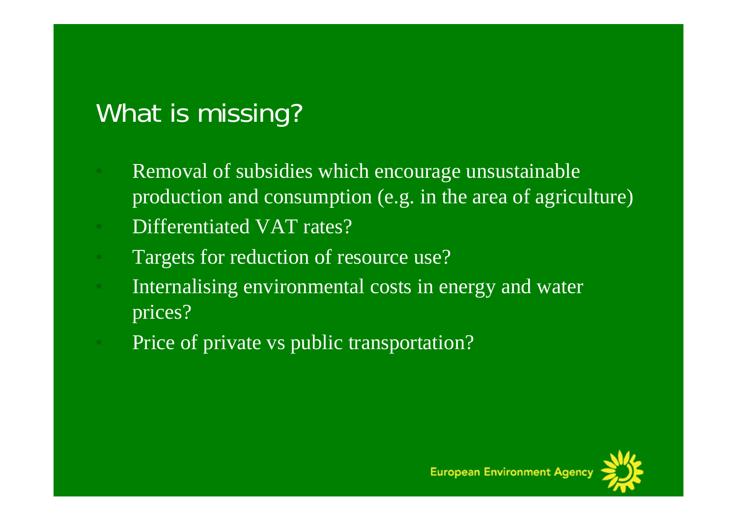## What is missing?

- Removal of subsidies which encourage unsustainable production and consumption (e.g. in the area of agriculture)
- Differentiated VAT rates?
- Targets for reduction of resource use?
- Internalising environmental costs in energy and water prices?
- Price of private vs public transportation?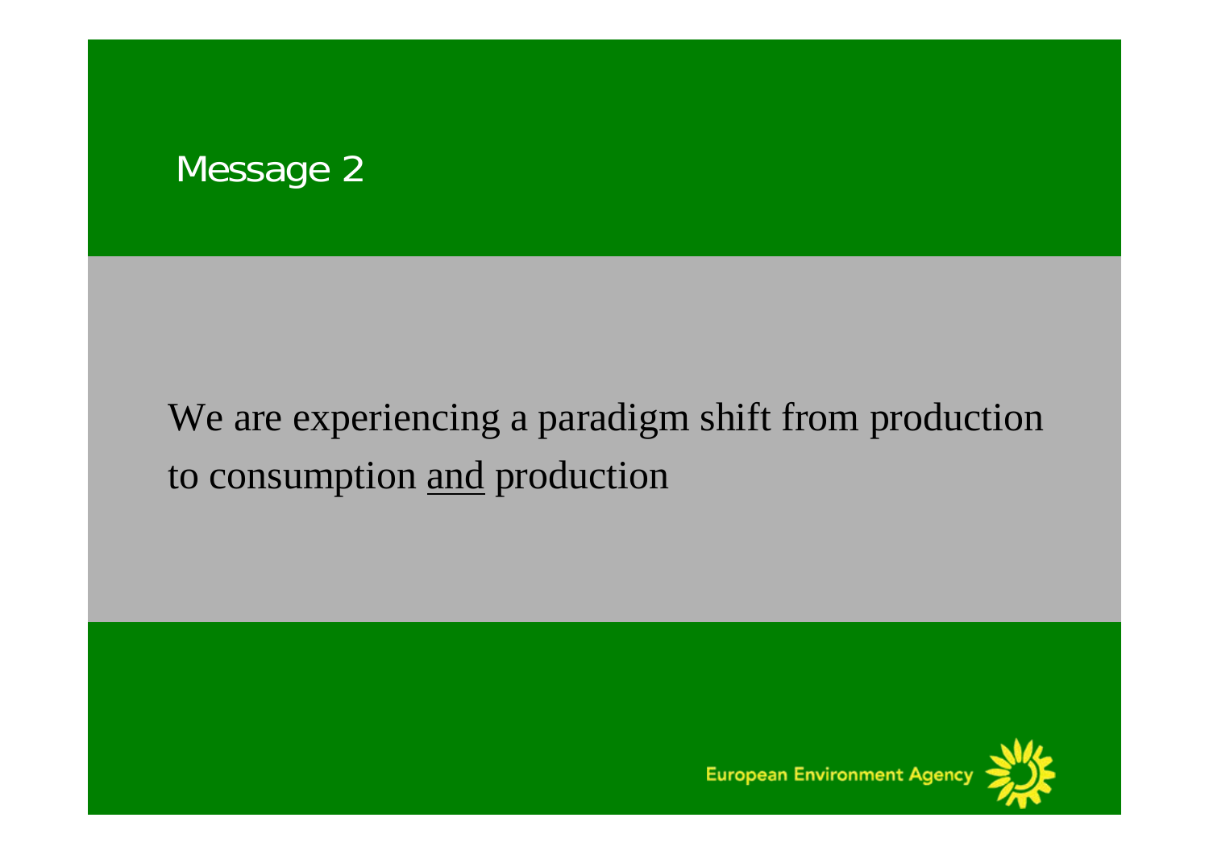## Message 2

We are experiencing a paradigm shift from production to consumption <u>and</u> production

European Environment Agency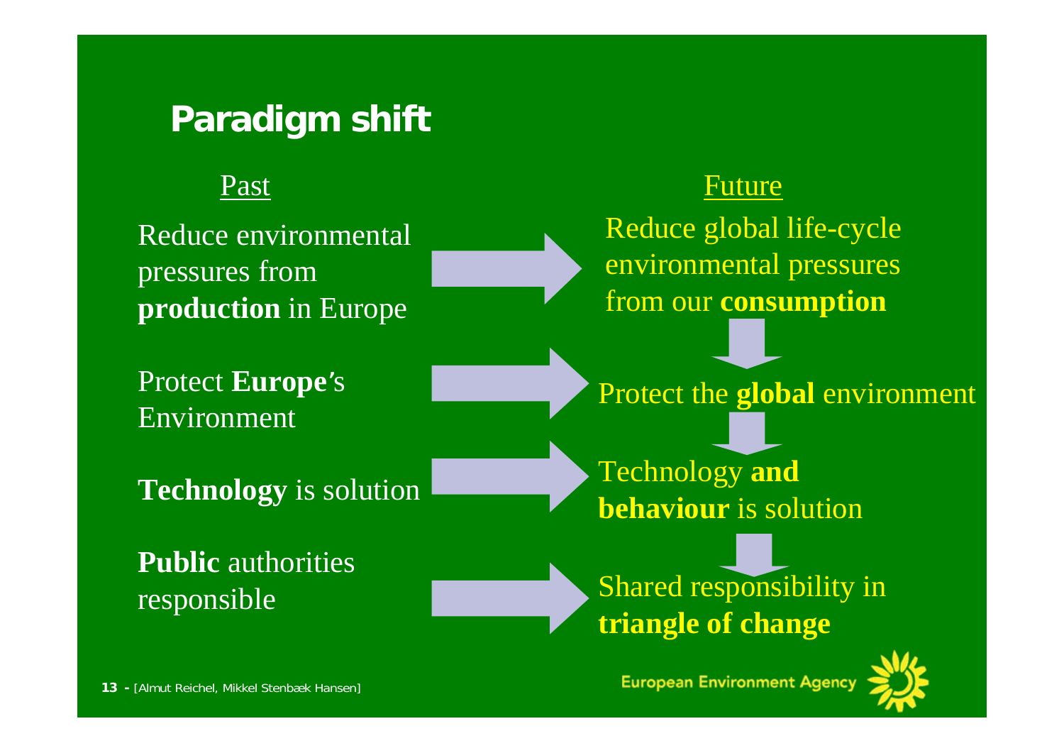# Paradigm shift

| Past | Future |
| --- | --- |
| Reduce environmental pressures from **production** in Europe | Reduce global life-cycle environmental pressures from our **consumption** |
| Protect **Europe**'s Environment | Protect the **global** environment |
| **Technology** is solution | Technology **and behaviour** is solution |
| **Public** authorities responsible | Shared responsibility in **triangle of change** |

[Almut Reichel, Mikkel Stenbæk Hansen]

European Environment Agency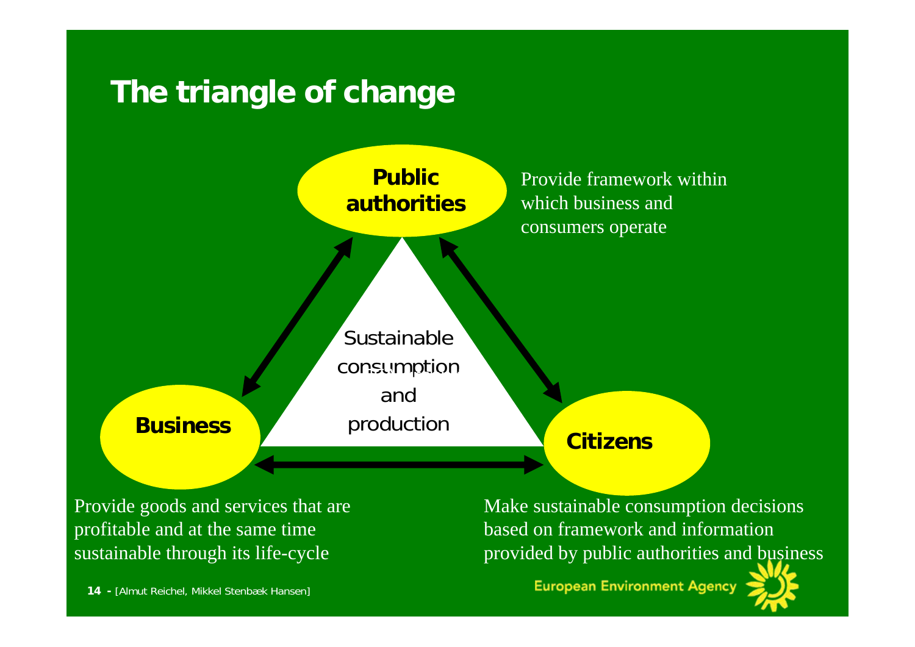# The triangle of change

**Public authorities**

Provide framework within which business and consumers operate

Sustainable consumption and production

**Business**

Provide goods and services that are profitable and at the same time sustainable through its life-cycle

**Citizens**

Make sustainable consumption decisions based on framework and information provided by public authorities and business

[Almut Reichel, Mikkel Stenbæk Hansen]

European Environment Agency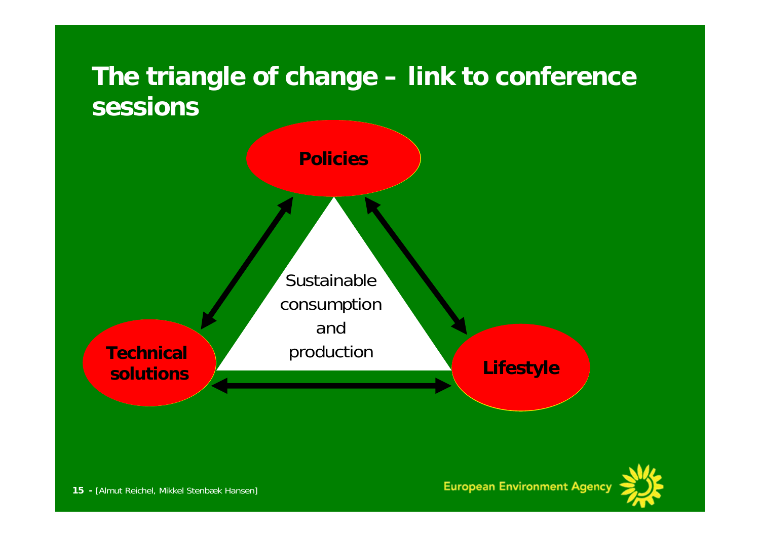# The triangle of change – link to conference sessions

Policies

Sustainable consumption and production

Technical solutions

Lifestyle

[Almut Reichel, Mikkel Stenbæk Hansen]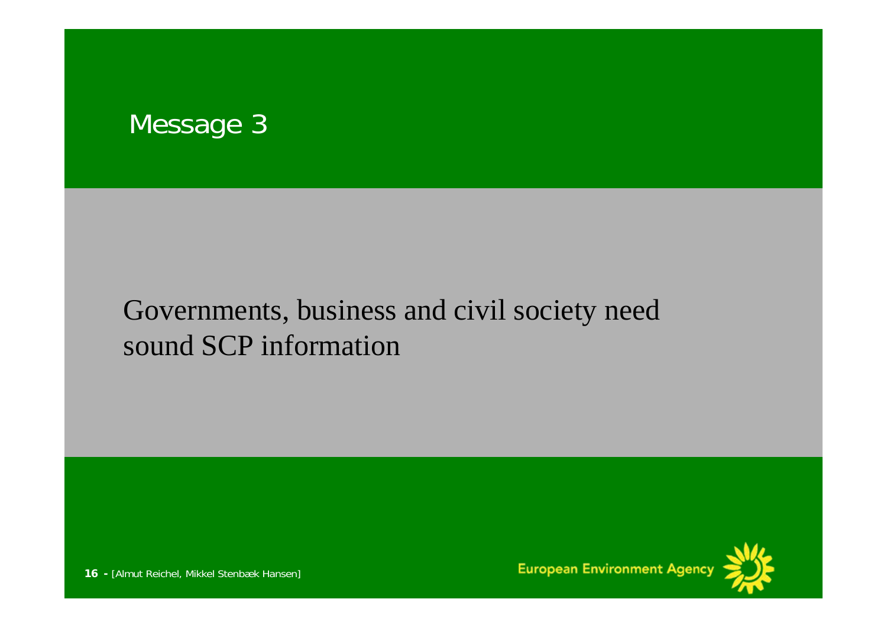# Message 3

Governments, business and civil society need sound SCP information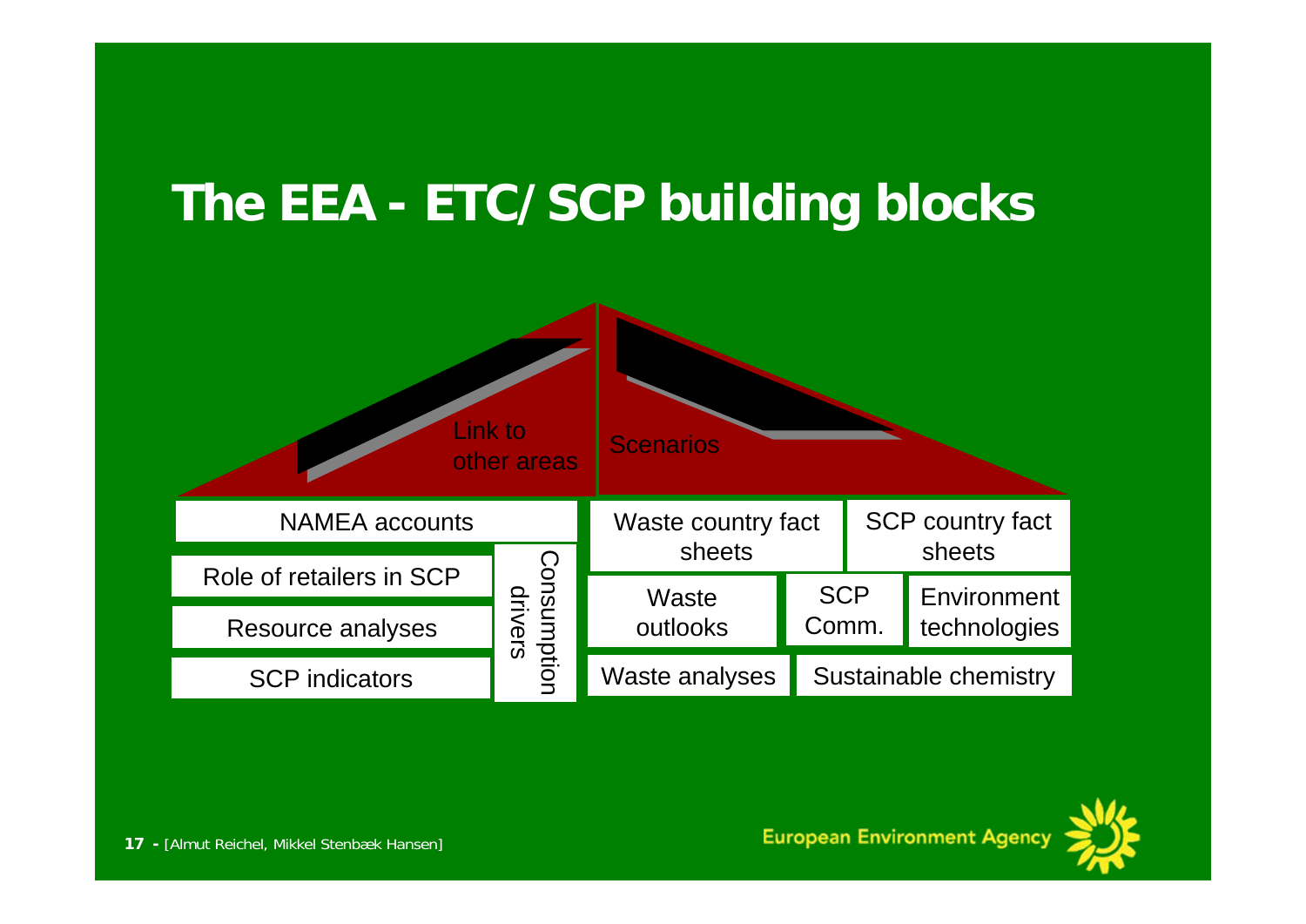# The EEA - ETC/SCP building blocks

Link to other areas

Scenarios

NAMEA accounts

Role of retailers in SCP

Resource analyses

SCP indicators

Consumption drivers

Waste country fact sheets

SCP country fact sheets

Waste outlooks

SCP Comm.

Environment technologies

Waste analyses

Sustainable chemistry

[Almut Reichel, Mikkel Stenbæk Hansen]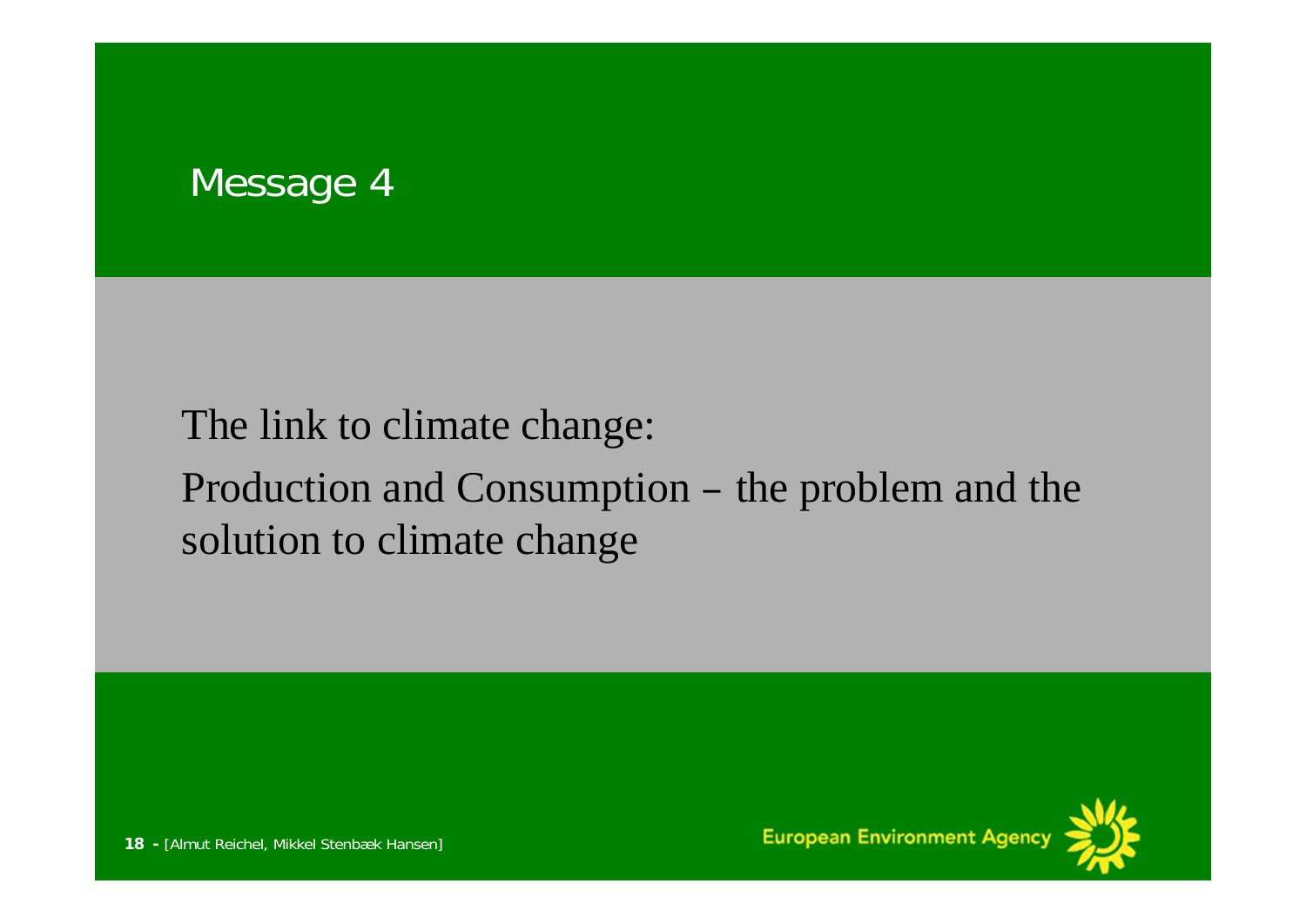# Message 4

The link to climate change:

Production and Consumption – the problem and the solution to climate change

[Almut Reichel, Mikkel Stenbæk Hansen]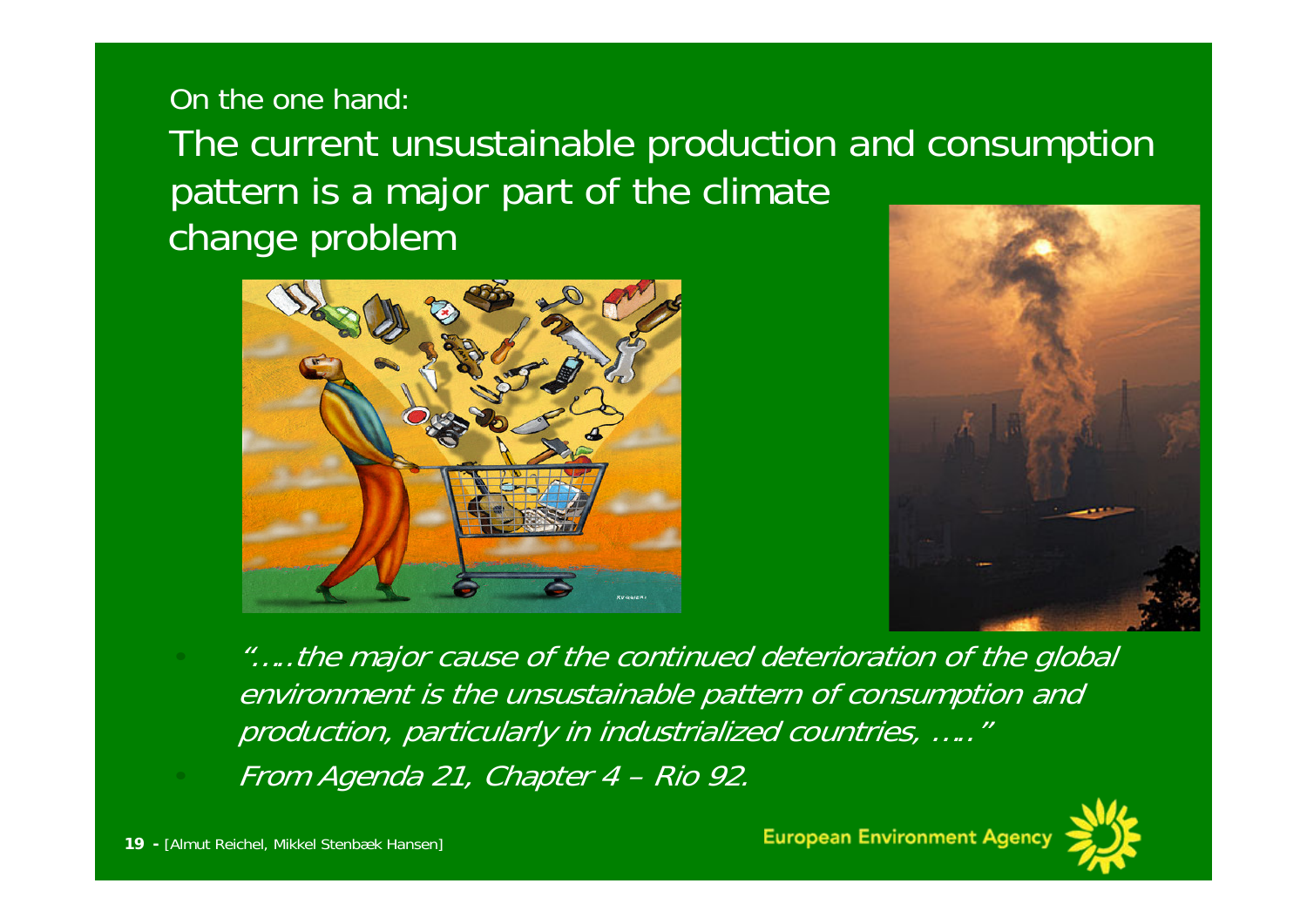On the one hand:

## The current unsustainable production and consumption pattern is a major part of the climate change problem

- *"….the major cause of the continued deterioration of the global environment is the unsustainable pattern of consumption and production, particularly in industrialized countries, ….."*
- *From Agenda 21, Chapter 4 – Rio 92.*

[Almut Reichel, Mikkel Stenbæk Hansen]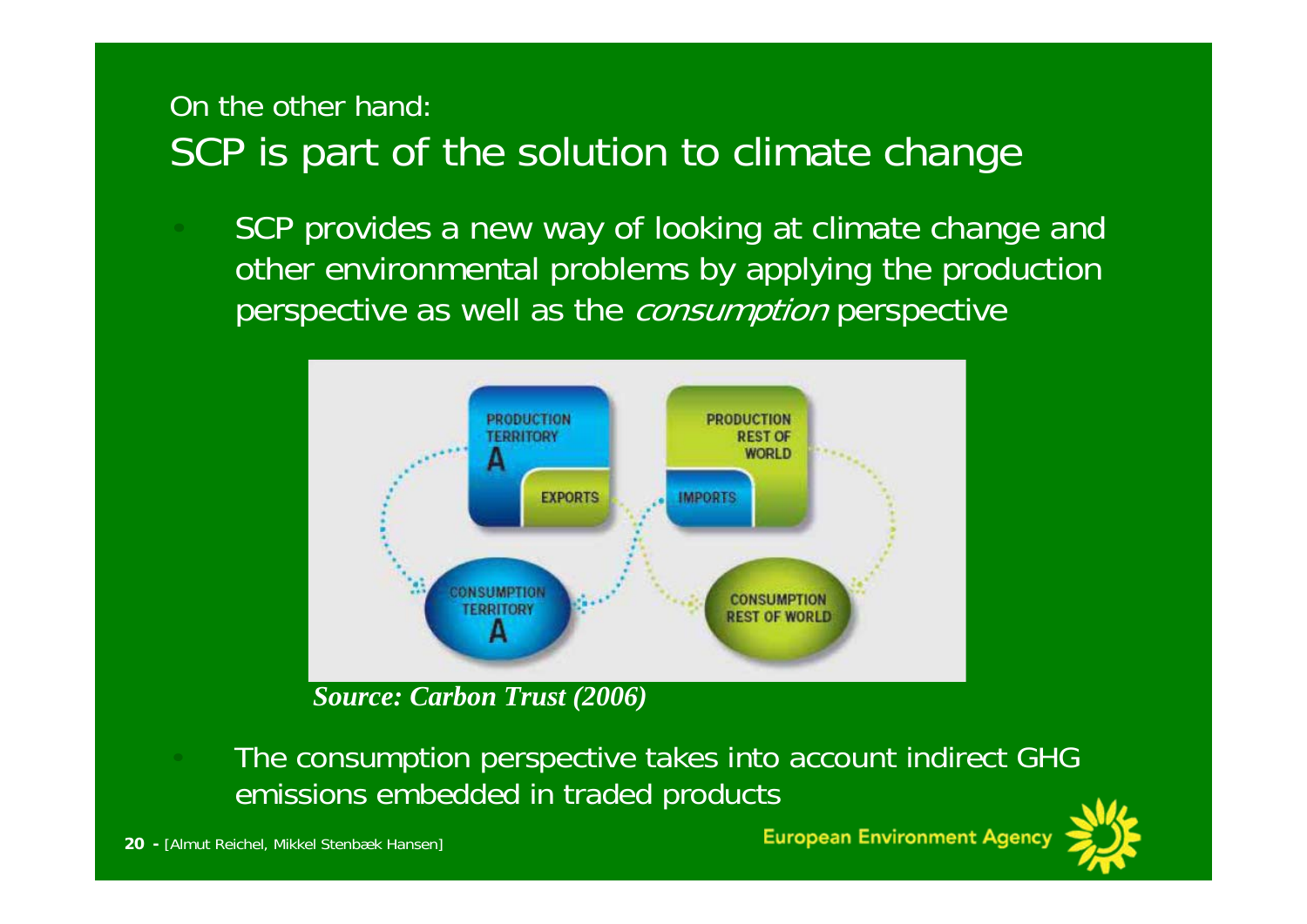On the other hand:

# SCP is part of the solution to climate change

- SCP provides a new way of looking at climate change and other environmental problems by applying the production perspective as well as the *consumption* perspective

PRODUCTION TERRITORY A

EXPORTS

PRODUCTION REST OF WORLD

IMPORTS

CONSUMPTION TERRITORY A

CONSUMPTION REST OF WORLD

***Source: Carbon Trust (2006)***

- The consumption perspective takes into account indirect GHG emissions embedded in traded products

**20 -** [Almut Reichel, Mikkel Stenbæk Hansen]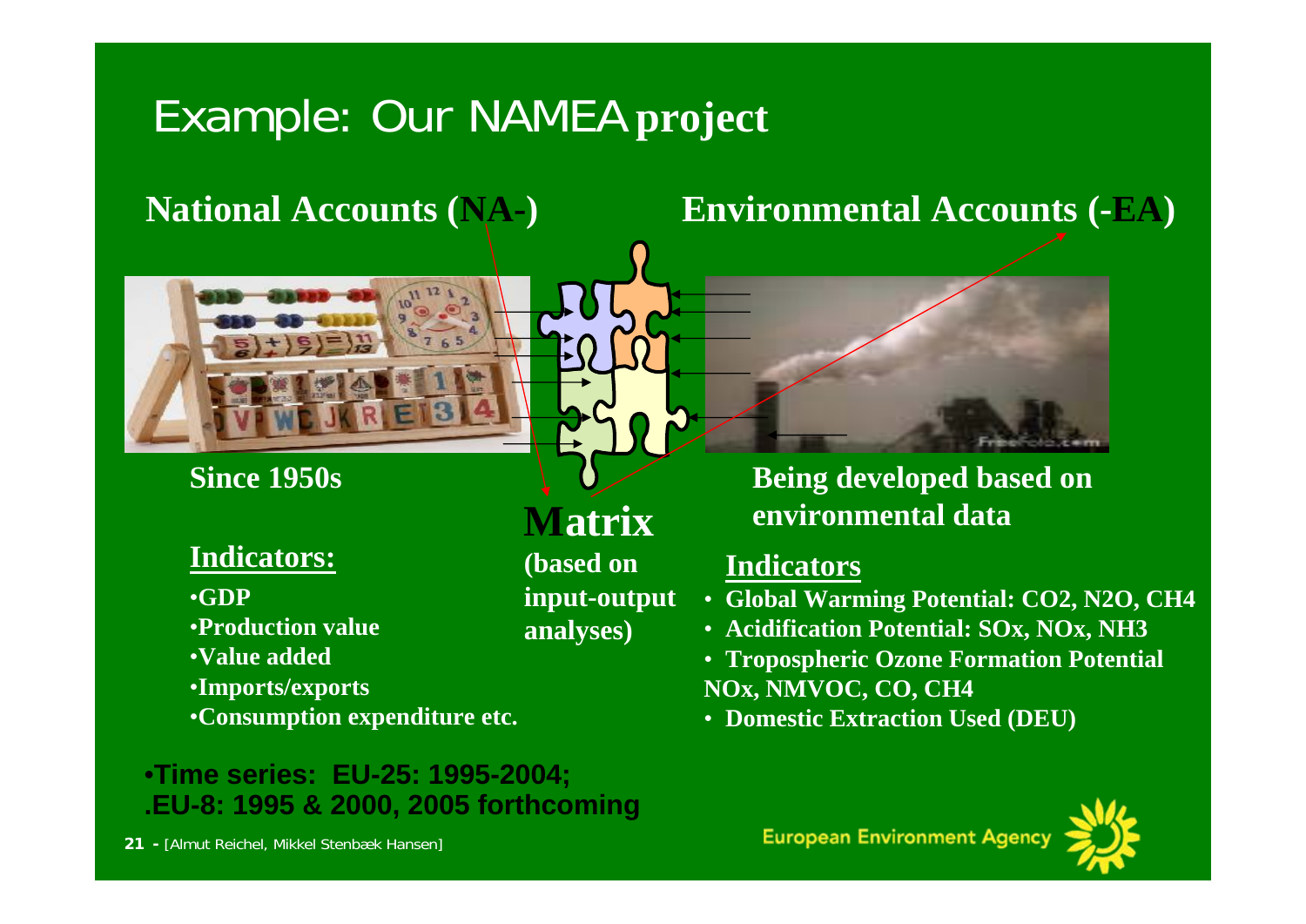# Example: Our NAMEA project

## National Accounts (NA-)

Since 1950s

**Indicators:**

- GDP
- Production value
- Value added
- Imports/exports
- Consumption expenditure etc.

## Environmental Accounts (-EA)

Being developed based on environmental data

**Indicators**

- Global Warming Potential: $CO_2$, $N_2O$, $CH_4$
- Acidification Potential: $SO_x$, $NO_x$, $NH_3$
- Tropospheric Ozone Formation Potential $NO_x$, NMVOC, CO, $CH_4$
- Domestic Extraction Used (DEU)

## Matrix

(based on input-output analyses)

- **Time series: EU-25: 1995-2004;**
- **EU-8: 1995 & 2000, 2005 forthcoming**

[Almut Reichel, Mikkel Stenbæk Hansen]

European Environment Agency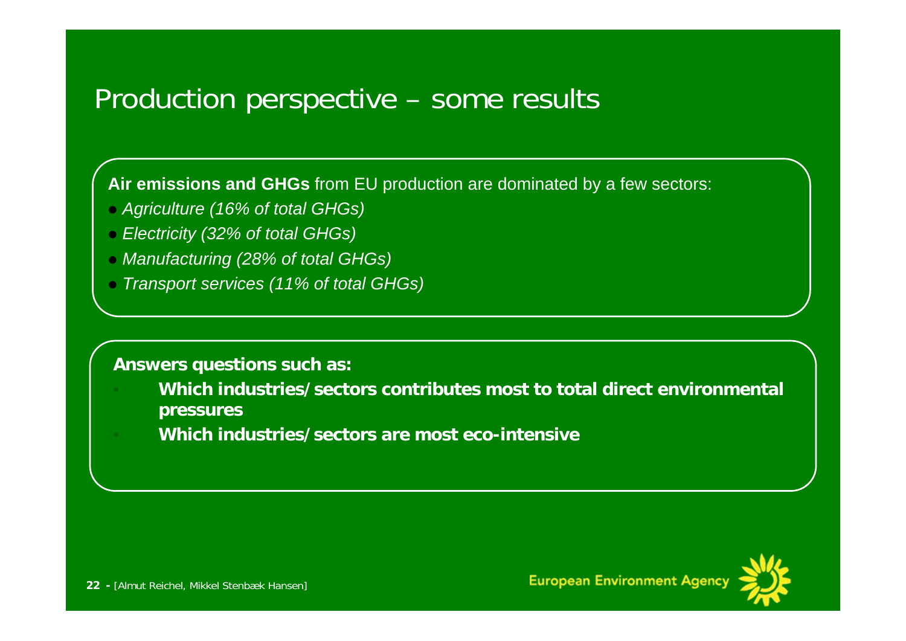# Production perspective – some results

**Air emissions and GHGs** from EU production are dominated by a few sectors:

- *Agriculture (16% of total GHGs)*
- *Electricity (32% of total GHGs)*
- *Manufacturing (28% of total GHGs)*
- *Transport services (11% of total GHGs)*

**Answers questions such as:**

- **Which industries/sectors contributes most to total direct environmental pressures**
- **Which industries/sectors are most eco-intensive**

[Almut Reichel, Mikkel Stenbæk Hansen]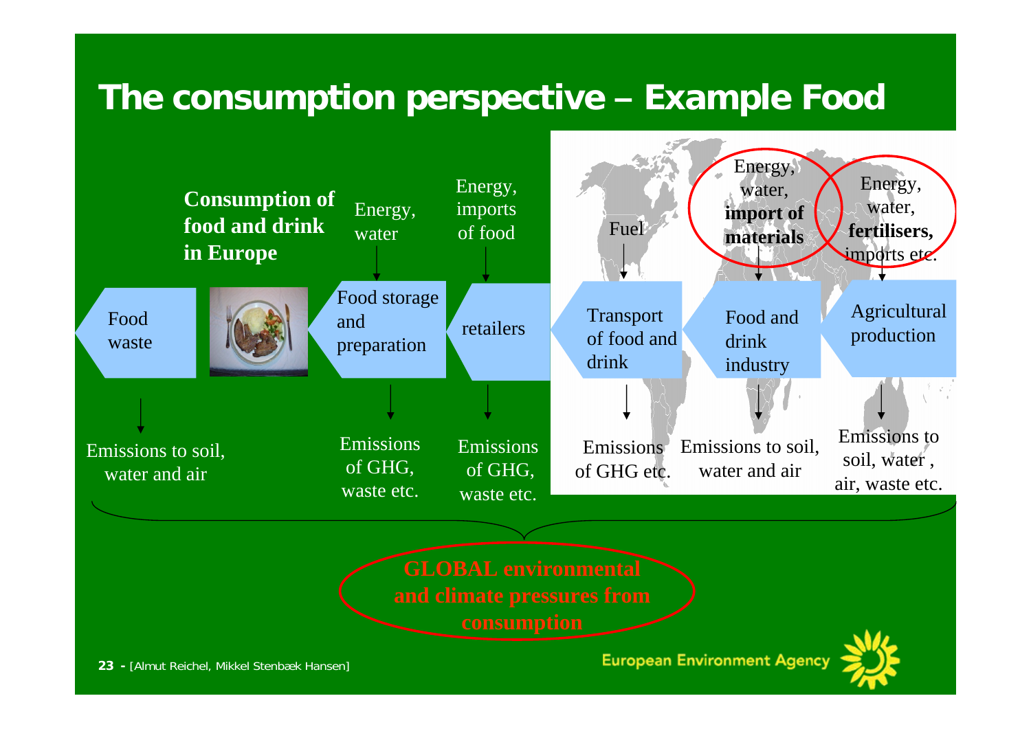# The consumption perspective – Example Food

**Consumption of food and drink in Europe**

| Food waste | | Food storage and preparation | retailers | Transport of food and drink | Food and drink industry | Agricultural production |
|---|---|---|---|---|---|---|
| | | Energy, water | Energy, imports of food | Fuel | Energy, water, **import of materials** | Energy, water, **fertilisers,** imports etc. |
| Emissions to soil, water and air | | Emissions of GHG, waste etc. | Emissions of GHG, waste etc. | Emissions of GHG etc. | Emissions to soil, water and air | Emissions to soil, water , air, waste etc. |

**GLOBAL environmental and climate pressures from consumption**

[Almut Reichel, Mikkel Stenbæk Hansen]

European Environment Agency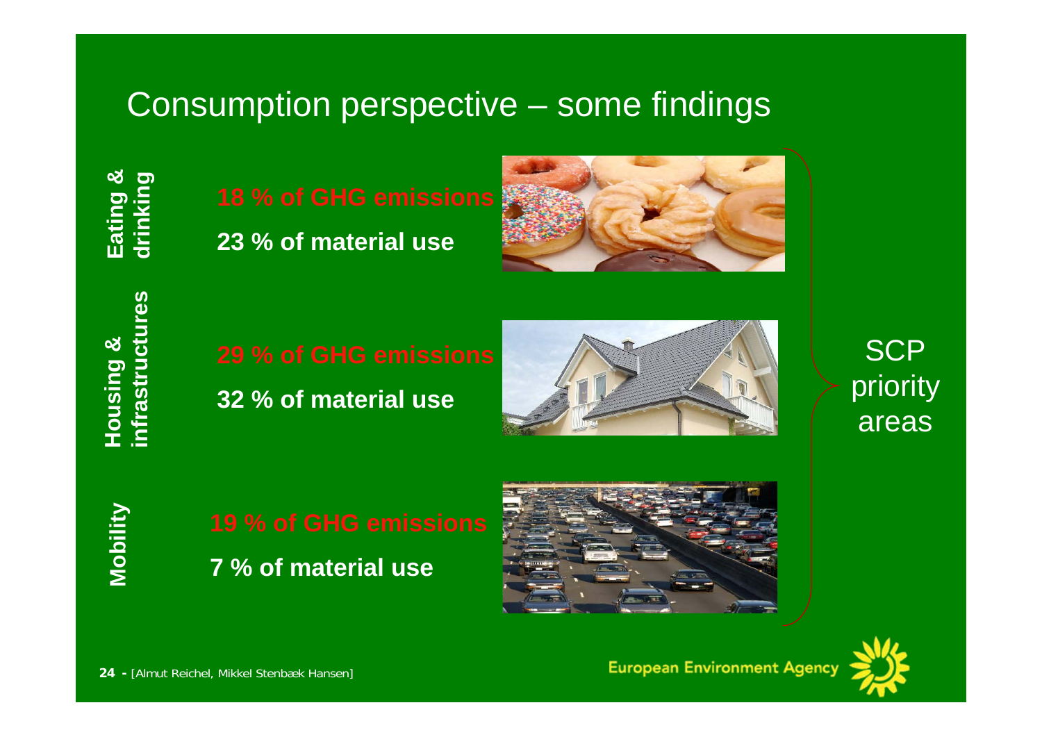# Consumption perspective – some findings

**Eating & drinking**

**18 % of GHG emissions**

**23 % of material use**

**Housing & infrastructures**

**29 % of GHG emissions**

**32 % of material use**

**Mobility**

**19 % of GHG emissions**

**7 % of material use**

SCP priority areas

[Almut Reichel, Mikkel Stenbæk Hansen]

European Environment Agency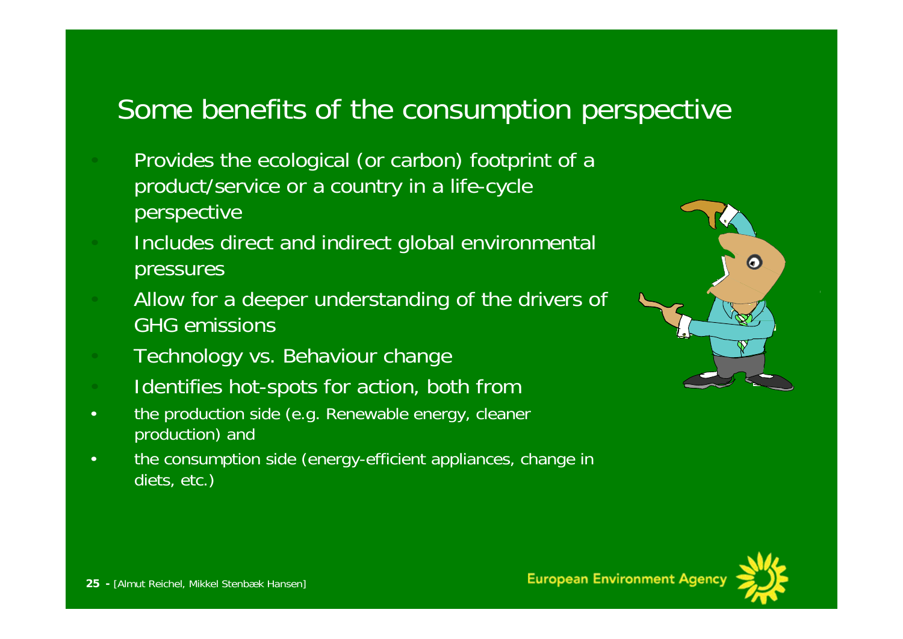## Some benefits of the consumption perspective

- Provides the ecological (or carbon) footprint of a product/service or a country in a life-cycle perspective
- Includes direct and indirect global environmental pressures
- Allow for a deeper understanding of the drivers of GHG emissions
- Technology vs. Behaviour change
- Identifies hot-spots for action, both from
- the production side (e.g. Renewable energy, cleaner production) and
- the consumption side (energy-efficient appliances, change in diets, etc.)

[Almut Reichel, Mikkel Stenbæk Hansen]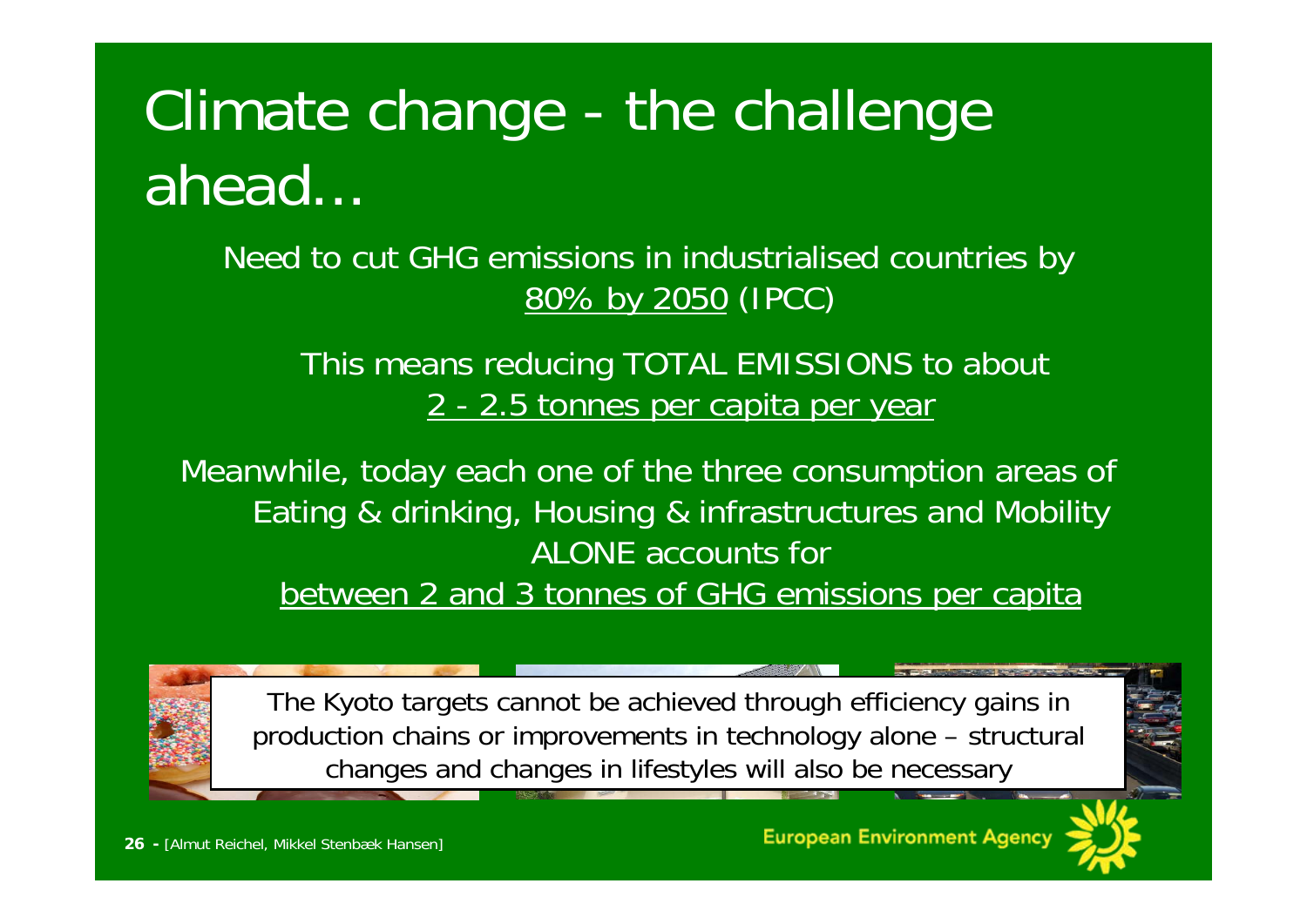# Climate change - the challenge ahead…

Need to cut GHG emissions in industrialised countries by 80% by 2050 (IPCC)

This means reducing TOTAL EMISSIONS to about 2 - 2.5 tonnes per capita per year

Meanwhile, today each one of the three consumption areas of Eating & drinking, Housing & infrastructures and Mobility ALONE accounts for between 2 and 3 tonnes of GHG emissions per capita

The Kyoto targets cannot be achieved through efficiency gains in production chains or improvements in technology alone – structural changes and changes in lifestyles will also be necessary

[Almut Reichel, Mikkel Stenbæk Hansen]

European Environment Agency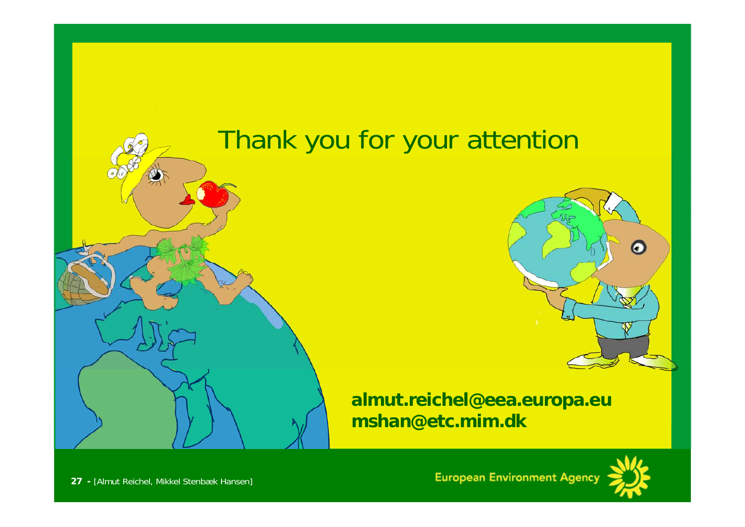# Thank you for your attention

**almut.reichel@eea.europa.eu**
**mshan@etc.mim.dk**